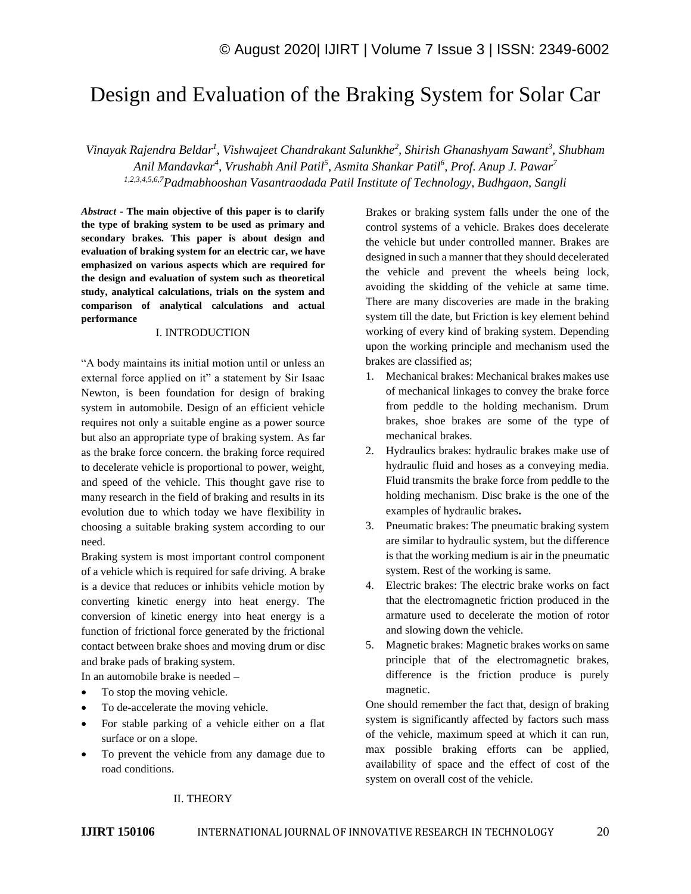# Design and Evaluation of the Braking System for Solar Car

*Vinayak Rajendra Beldar[1], Vishwajeet Chandrakant Salunkhe[2], Shirish Ghanashyam Sawant[3], Shubham Anil Mandavkar[4], Vrushabh Anil Patil[5], Asmita Shankar Patil[6], Prof. Anup J. Pawar[7]*

*[1,2,3,4,5,6,7]Padmabhooshan Vasantraodada Patil Institute of Technology, Budhgaon, Sangli*

***Abstract* - The main objective of this paper is to clarify the type of braking system to be used as primary and secondary brakes. This paper is about design and evaluation of braking system for an electric car, we have emphasized on various aspects which are required for the design and evaluation of system such as theoretical study, analytical calculations, trials on the system and comparison of analytical calculations and actual performance**

## I. INTRODUCTION

"A body maintains its initial motion until or unless an external force applied on it" a statement by Sir Isaac Newton, is been foundation for design of braking system in automobile. Design of an efficient vehicle requires not only a suitable engine as a power source but also an appropriate type of braking system. As far as the brake force concern. the braking force required to decelerate vehicle is proportional to power, weight, and speed of the vehicle. This thought gave rise to many research in the field of braking and results in its evolution due to which today we have flexibility in choosing a suitable braking system according to our need.

Braking system is most important control component of a vehicle which is required for safe driving. A brake is a device that reduces or inhibits vehicle motion by converting kinetic energy into heat energy. The conversion of kinetic energy into heat energy is a function of frictional force generated by the frictional contact between brake shoes and moving drum or disc and brake pads of braking system.

In an automobile brake is needed –

- To stop the moving vehicle.
- To de-accelerate the moving vehicle.
- For stable parking of a vehicle either on a flat surface or on a slope.
- To prevent the vehicle from any damage due to road conditions.

## II. THEORY

Brakes or braking system falls under the one of the control systems of a vehicle. Brakes does decelerate the vehicle but under controlled manner. Brakes are designed in such a manner that they should decelerated the vehicle and prevent the wheels being lock, avoiding the skidding of the vehicle at same time. There are many discoveries are made in the braking system till the date, but Friction is key element behind working of every kind of braking system. Depending upon the working principle and mechanism used the brakes are classified as;

1. Mechanical brakes: Mechanical brakes makes use of mechanical linkages to convey the brake force from peddle to the holding mechanism. Drum brakes, shoe brakes are some of the type of mechanical brakes.
2. Hydraulics brakes: hydraulic brakes make use of hydraulic fluid and hoses as a conveying media. Fluid transmits the brake force from peddle to the holding mechanism. Disc brake is the one of the examples of hydraulic brakes**.**
3. Pneumatic brakes: The pneumatic braking system are similar to hydraulic system, but the difference is that the working medium is air in the pneumatic system. Rest of the working is same.
4. Electric brakes: The electric brake works on fact that the electromagnetic friction produced in the armature used to decelerate the motion of rotor and slowing down the vehicle.
5. Magnetic brakes: Magnetic brakes works on same principle that of the electromagnetic brakes, difference is the friction produce is purely magnetic.

One should remember the fact that, design of braking system is significantly affected by factors such mass of the vehicle, maximum speed at which it can run, max possible braking efforts can be applied, availability of space and the effect of cost of the system on overall cost of the vehicle.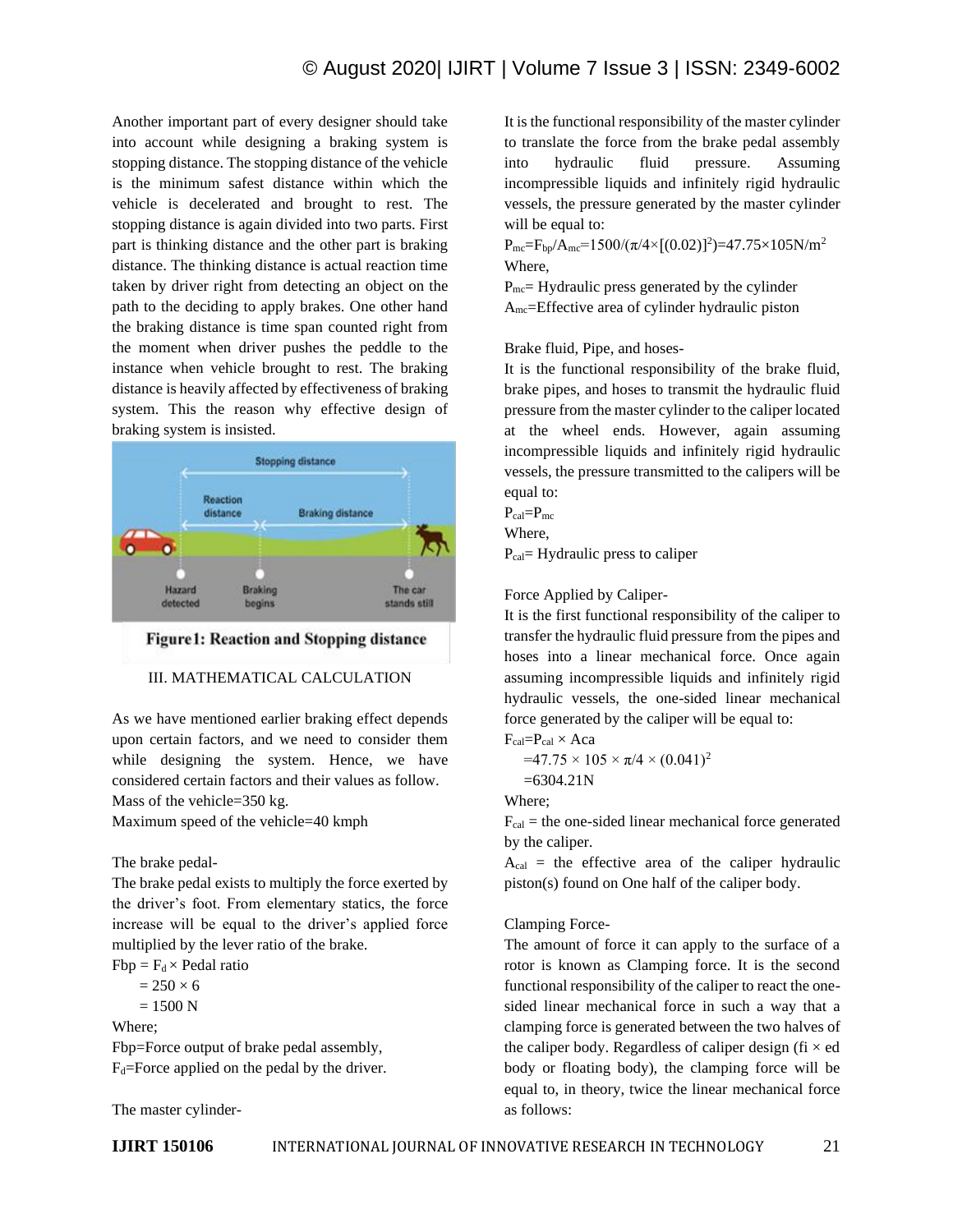Another important part of every designer should take into account while designing a braking system is stopping distance. The stopping distance of the vehicle is the minimum safest distance within which the vehicle is decelerated and brought to rest. The stopping distance is again divided into two parts. First part is thinking distance and the other part is braking distance. The thinking distance is actual reaction time taken by driver right from detecting an object on the path to the deciding to apply brakes. One other hand the braking distance is time span counted right from the moment when driver pushes the peddle to the instance when vehicle brought to rest. The braking distance is heavily affected by effectiveness of braking system. This the reason why effective design of braking system is insisted.

**Figure1: Reaction and Stopping distance**

## III. MATHEMATICAL CALCULATION

As we have mentioned earlier braking effect depends upon certain factors, and we need to consider them while designing the system. Hence, we have considered certain factors and their values as follow.

Mass of the vehicle=350 kg.

Maximum speed of the vehicle=40 kmph

The brake pedal-

The brake pedal exists to multiply the force exerted by the driver's foot. From elementary statics, the force increase will be equal to the driver's applied force multiplied by the lever ratio of the brake.

$Fbp = F_d \times$ Pedal ratio

$= 250 \times 6$

$= 1500$ N

Where;

Fbp=Force output of brake pedal assembly,

$F_d$=Force applied on the pedal by the driver.

The master cylinder-

It is the functional responsibility of the master cylinder to translate the force from the brake pedal assembly into hydraulic fluid pressure. Assuming incompressible liquids and infinitely rigid hydraulic vessels, the pressure generated by the master cylinder will be equal to:

$P_{mc}=F_{bp}/A_{mc}=1500/(\pi/4\times[(0.02)]^2)=47.75\times105N/m^2$

Where,

$P_{mc}$= Hydraulic press generated by the cylinder

$A_{mc}$=Effective area of cylinder hydraulic piston

Brake fluid, Pipe, and hoses-

It is the functional responsibility of the brake fluid, brake pipes, and hoses to transmit the hydraulic fluid pressure from the master cylinder to the caliper located at the wheel ends. However, again assuming incompressible liquids and infinitely rigid hydraulic vessels, the pressure transmitted to the calipers will be equal to:

$P_{cal}=P_{mc}$

Where,

$P_{cal}$= Hydraulic press to caliper

Force Applied by Caliper-

It is the first functional responsibility of the caliper to transfer the hydraulic fluid pressure from the pipes and hoses into a linear mechanical force. Once again assuming incompressible liquids and infinitely rigid hydraulic vessels, the one-sided linear mechanical force generated by the caliper will be equal to:

$F_{cal}=P_{cal} \times$ Aca

$=47.75 \times 105 \times \pi/4 \times (0.041)^2$

$=6304.21$N

Where;

$F_{cal}$ = the one-sided linear mechanical force generated by the caliper.

$A_{cal}$ = the effective area of the caliper hydraulic piston(s) found on One half of the caliper body.

Clamping Force-

The amount of force it can apply to the surface of a rotor is known as Clamping force. It is the second functional responsibility of the caliper to react the one-sided linear mechanical force in such a way that a clamping force is generated between the two halves of the caliper body. Regardless of caliper design (fi × ed body or floating body), the clamping force will be equal to, in theory, twice the linear mechanical force as follows: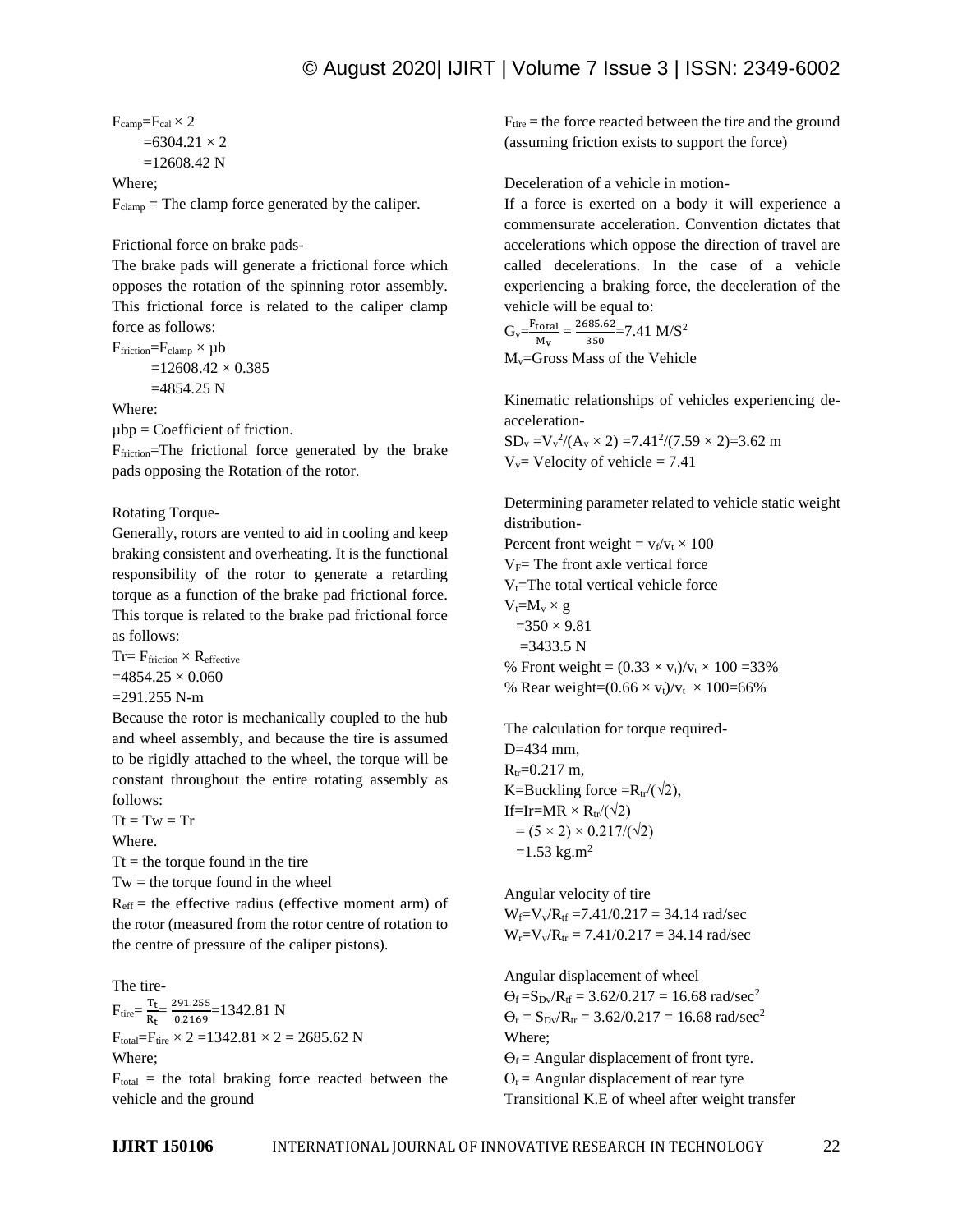$F_{camp}=F_{cal} \times 2$

$=6304.21 \times 2$

$=12608.42$ N

Where;

$F_{clamp}$ = The clamp force generated by the caliper.

Frictional force on brake pads-

The brake pads will generate a frictional force which opposes the rotation of the spinning rotor assembly. This frictional force is related to the caliper clamp force as follows:

$F_{friction}=F_{clamp} \times \mu b$

$=12608.42 \times 0.385$

$=4854.25$ N

Where:

$\mu bp$ = Coefficient of friction.

$F_{friction}$=The frictional force generated by the brake pads opposing the Rotation of the rotor.

Rotating Torque-

Generally, rotors are vented to aid in cooling and keep braking consistent and overheating. It is the functional responsibility of the rotor to generate a retarding torque as a function of the brake pad frictional force. This torque is related to the brake pad frictional force as follows:

$Tr= F_{friction} \times R_{effective}$

$=4854.25 \times 0.060$

$=291.255$ N-m

Because the rotor is mechanically coupled to the hub and wheel assembly, and because the tire is assumed to be rigidly attached to the wheel, the torque will be constant throughout the entire rotating assembly as follows:

$Tt = Tw = Tr$

Where.

$Tt$ = the torque found in the tire

$Tw$ = the torque found in the wheel

$R_{eff}$ = the effective radius (effective moment arm) of the rotor (measured from the rotor centre of rotation to the centre of pressure of the caliper pistons).

The tire-

$F_{tire}= \frac{T_t}{R_t}= \frac{291.255}{0.2169}=1342.81$ N

$F_{total}=F_{tire} \times 2 =1342.81 \times 2 = 2685.62$ N

Where;

$F_{total}$ = the total braking force reacted between the vehicle and the ground

$F_{tire}$ = the force reacted between the tire and the ground (assuming friction exists to support the force)

Deceleration of a vehicle in motion-

If a force is exerted on a body it will experience a commensurate acceleration. Convention dictates that accelerations which oppose the direction of travel are called decelerations. In the case of a vehicle experiencing a braking force, the deceleration of the vehicle will be equal to:

$G_v=\frac{F_{total}}{M_v} = \frac{2685.62}{350}=7.41$ M/S$^2$

$M_v$=Gross Mass of the Vehicle

Kinematic relationships of vehicles experiencing de-acceleration-

$SD_v =V_v^2/(A_v \times 2) =7.41^2/(7.59 \times 2)=3.62$ m

$V_v$= Velocity of vehicle = 7.41

Determining parameter related to vehicle static weight distribution-

Percent front weight = $v_f/v_t \times 100$

$V_F$= The front axle vertical force

$V_t$=The total vertical vehicle force

$V_t=M_v \times g$

$=350 \times 9.81$

$=3433.5$ N

% Front weight = $(0.33 \times v_t)/v_t \times 100 =33\%$

% Rear weight=$(0.66 \times v_t)/v_t \times 100=66\%$

The calculation for torque required-

D=434 mm,

$R_{tr}$=0.217 m,

K=Buckling force =$R_{tr}/(\sqrt{2})$,

If=Ir=MR $\times R_{tr}/(\sqrt{2})$

$= (5 \times 2) \times 0.217/(\sqrt{2})$

$=1.53$ kg.m$^2$

Angular velocity of tire

$W_f=V_v/R_{tf} =7.41/0.217 = 34.14$ rad/sec

$W_r=V_v/R_{tr} = 7.41/0.217 = 34.14$ rad/sec

Angular displacement of wheel

$\Theta_f =S_{Dv}/R_{tf} = 3.62/0.217 = 16.68$ rad/sec$^2$

$\Theta_r = S_{Dv}/R_{tr} = 3.62/0.217 = 16.68$ rad/sec$^2$

Where;

$\Theta_f$ = Angular displacement of front tyre.

$\Theta_r$ = Angular displacement of rear tyre

Transitional K.E of wheel after weight transfer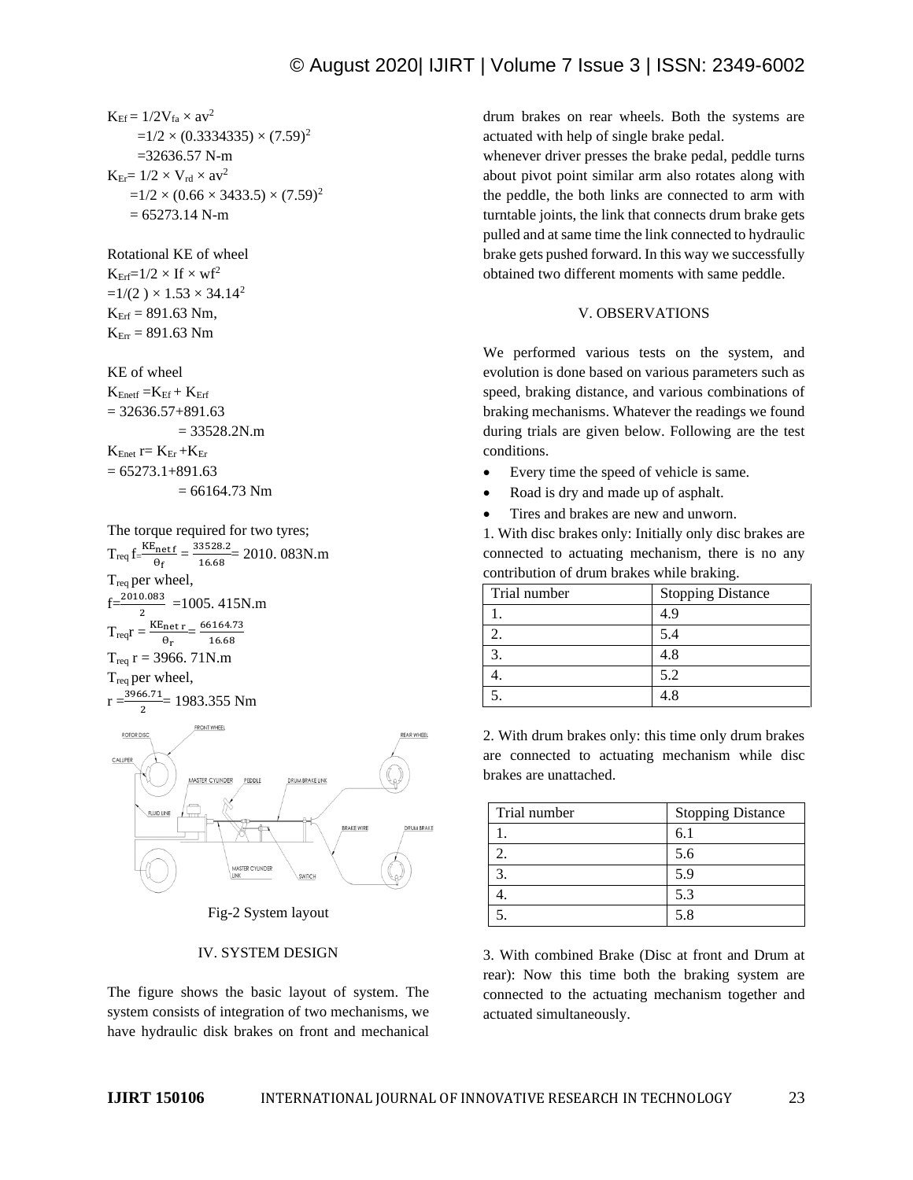$K_{Ef} = 1/2V_{fa} \times av^2$

$=1/2 \times (0.3334335) \times (7.59)^2$

$=32636.57$ N-m

$K_{Er} = 1/2 \times V_{rd} \times av^2$

$=1/2 \times (0.66 \times 3433.5) \times (7.59)^2$

$= 65273.14$ N-m

Rotational KE of wheel

$K_{Erf}=1/2 \times If \times wf^2$

$=1/(2) \times 1.53 \times 34.14^2$

$K_{Erf} = 891.63$ Nm,

$K_{Err} = 891.63$ Nm

KE of wheel

$K_{Enetf} = K_{Ef} + K_{Erf}$

$= 32636.57+891.63$

$= 33528.2$N.m

$K_{Enet}\ r= K_{Er} + K_{Er}$

$= 65273.1+891.63$

$= 66164.73$ Nm

The torque required for two tyres;

$T_{req}\ f = \frac{KE_{net\,f}}{\theta_f} = \frac{33528.2}{16.68} = 2010.083$N.m

$T_{req}$ per wheel,

$f=\frac{2010.083}{2} =1005.415$N.m

$T_{req}r = \frac{KE_{net\,r}}{\theta_r} = \frac{66164.73}{16.68}$

$T_{req}\ r = 3966.71$N.m

$T_{req}$ per wheel,

$r = \frac{3966.71}{2} = 1983.355$ Nm

Fig-2 System layout

## IV. SYSTEM DESIGN

The figure shows the basic layout of system. The system consists of integration of two mechanisms, we have hydraulic disk brakes on front and mechanical drum brakes on rear wheels. Both the systems are actuated with help of single brake pedal.

whenever driver presses the brake pedal, peddle turns about pivot point similar arm also rotates along with the peddle, the both links are connected to arm with turntable joints, the link that connects drum brake gets pulled and at same time the link connected to hydraulic brake gets pushed forward. In this way we successfully obtained two different moments with same peddle.

## V. OBSERVATIONS

We performed various tests on the system, and evolution is done based on various parameters such as speed, braking distance, and various combinations of braking mechanisms. Whatever the readings we found during trials are given below. Following are the test conditions.

- Every time the speed of vehicle is same.
- Road is dry and made up of asphalt.
- Tires and brakes are new and unworn.

1. With disc brakes only: Initially only disc brakes are connected to actuating mechanism, there is no any contribution of drum brakes while braking.

| Trial number | Stopping Distance |
|---|---|
| 1. | 4.9 |
| 2. | 5.4 |
| 3. | 4.8 |
| 4. | 5.2 |
| 5. | 4.8 |

2. With drum brakes only: this time only drum brakes are connected to actuating mechanism while disc brakes are unattached.

| Trial number | Stopping Distance |
|---|---|
| 1. | 6.1 |
| 2. | 5.6 |
| 3. | 5.9 |
| 4. | 5.3 |
| 5. | 5.8 |

3. With combined Brake (Disc at front and Drum at rear): Now this time both the braking system are connected to the actuating mechanism together and actuated simultaneously.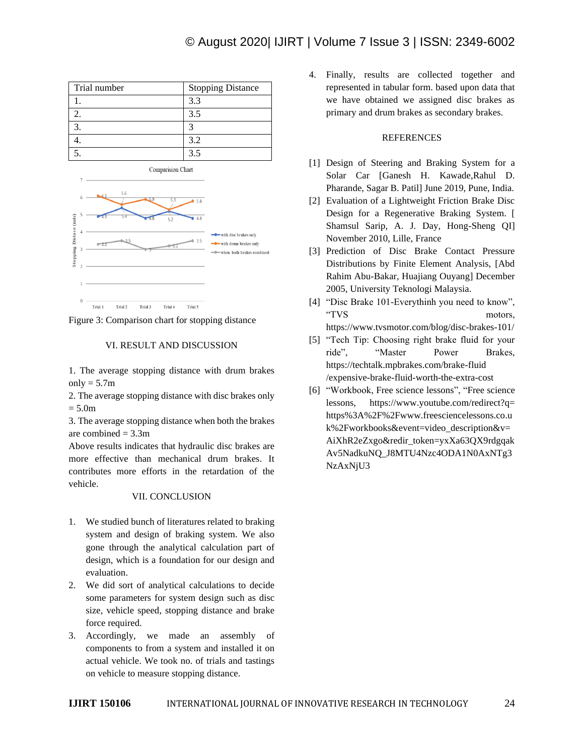| Trial number | Stopping Distance |
| --- | --- |
| 1. | 3.3 |
| 2. | 3.5 |
| 3. | 3 |
| 4. | 3.2 |
| 5. | 3.5 |

Comparision Chart

Stopping Distance (mtr)

7
6
5
4
3
2
1
0

Trial 1 Trial 2 Trial 3 Trial 4 Trial 5

6.1 5.6 5.9 5.3 5.8

4.9 5.4 4.8 5.2 4.8

3.3 3.5 3 3.2 3.5

with disc brakes only
with drum brakes only
when both brakes combined

Figure 3: Comparison chart for stopping distance

## VI. RESULT AND DISCUSSION

1. The average stopping distance with drum brakes only = 5.7m
2. The average stopping distance with disc brakes only = 5.0m
3. The average stopping distance when both the brakes are combined = 3.3m

Above results indicates that hydraulic disc brakes are more effective than mechanical drum brakes. It contributes more efforts in the retardation of the vehicle.

## VII. CONCLUSION

1. We studied bunch of literatures related to braking system and design of braking system. We also gone through the analytical calculation part of design, which is a foundation for our design and evaluation.
2. We did sort of analytical calculations to decide some parameters for system design such as disc size, vehicle speed, stopping distance and brake force required.
3. Accordingly, we made an assembly of components to from a system and installed it on actual vehicle. We took no. of trials and tastings on vehicle to measure stopping distance.
4. Finally, results are collected together and represented in tabular form. based upon data that we have obtained we assigned disc brakes as primary and drum brakes as secondary brakes.

## REFERENCES

[1] Design of Steering and Braking System for a Solar Car [Ganesh H. Kawade,Rahul D. Pharande, Sagar B. Patil] June 2019, Pune, India.

[2] Evaluation of a Lightweight Friction Brake Disc Design for a Regenerative Braking System. [ Shamsul Sarip, A. J. Day, Hong-Sheng QI] November 2010, Lille, France

[3] Prediction of Disc Brake Contact Pressure Distributions by Finite Element Analysis, [Abd Rahim Abu-Bakar, Huajiang Ouyang] December 2005, University Teknologi Malaysia.

[4] "Disc Brake 101-Everythinh you need to know", "TVS motors, https://www.tvsmotor.com/blog/disc-brakes-101/

[5] "Tech Tip: Choosing right brake fluid for your ride", "Master Power Brakes, https://techtalk.mpbrakes.com/brake-fluid /expensive-brake-fluid-worth-the-extra-cost

[6] "Workbook, Free science lessons", "Free science lessons, https://www.youtube.com/redirect?q=https%3A%2F%2Fwww.freesciencelessons.co.uk%2Fworkbooks&event=video_description&v=AiXhR2eZxgo&redir_token=yxXa63QX9rdgqakAv5NadkuNQ_J8MTU4Nzc4ODA1N0AxNTg3NzAxNjU3